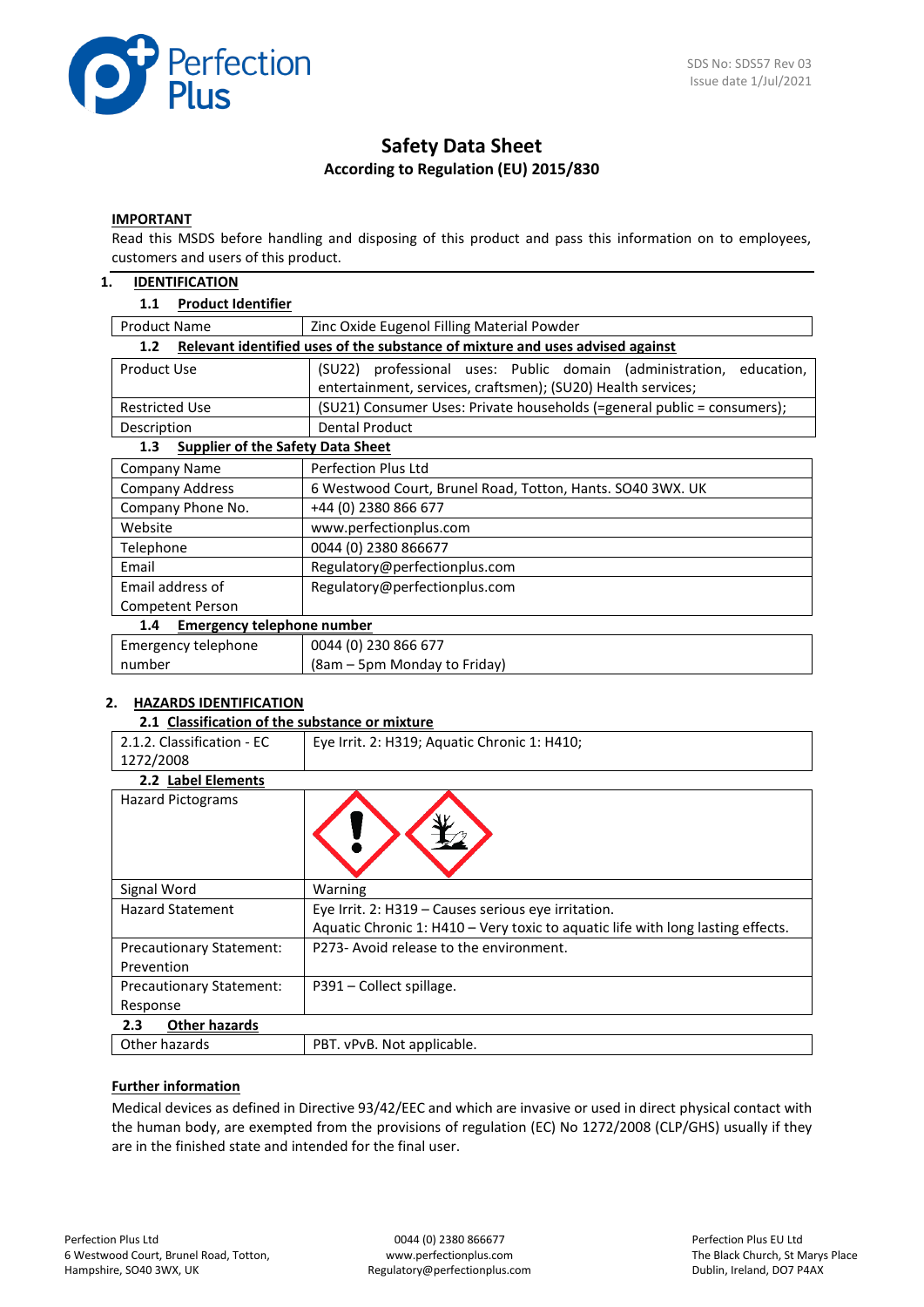SDS No: SDS57 Rev 03
Issue date 1/Jul/2021

# Safety Data Sheet

**According to Regulation (EU) 2015/830**

**IMPORTANT**

Read this MSDS before handling and disposing of this product and pass this information on to employees, customers and users of this product.

## 1. IDENTIFICATION

### 1.1 Product Identifier

| Product Name | Zinc Oxide Eugenol Filling Material Powder |
|---|---|

### 1.2 Relevant identified uses of the substance of mixture and uses advised against

| Product Use | (SU22) professional uses: Public domain (administration, education, entertainment, services, craftsmen); (SU20) Health services; |
|---|---|
| Restricted Use | (SU21) Consumer Uses: Private households (=general public = consumers); |
| Description | Dental Product |

### 1.3 Supplier of the Safety Data Sheet

| Company Name | Perfection Plus Ltd |
|---|---|
| Company Address | 6 Westwood Court, Brunel Road, Totton, Hants. SO40 3WX. UK |
| Company Phone No. | +44 (0) 2380 866 677 |
| Website | www.perfectionplus.com |
| Telephone | 0044 (0) 2380 866677 |
| Email | Regulatory@perfectionplus.com |
| Email address of Competent Person | Regulatory@perfectionplus.com |

### 1.4 Emergency telephone number

| Emergency telephone number | 0044 (0) 230 866 677 (8am – 5pm Monday to Friday) |
|---|---|

## 2. HAZARDS IDENTIFICATION

### 2.1 Classification of the substance or mixture

| 2.1.2. Classification - EC 1272/2008 | Eye Irrit. 2: H319; Aquatic Chronic 1: H410; |
|---|---|

### 2.2 Label Elements

| Hazard Pictograms | |
|---|---|
| Signal Word | Warning |
| Hazard Statement | Eye Irrit. 2: H319 – Causes serious eye irritation.<br>Aquatic Chronic 1: H410 – Very toxic to aquatic life with long lasting effects. |
| Precautionary Statement: Prevention | P273- Avoid release to the environment. |
| Precautionary Statement: Response | P391 – Collect spillage. |

### 2.3 Other hazards

| Other hazards | PBT. vPvB. Not applicable. |
|---|---|

**Further information**

Medical devices as defined in Directive 93/42/EEC and which are invasive or used in direct physical contact with the human body, are exempted from the provisions of regulation (EC) No 1272/2008 (CLP/GHS) usually if they are in the finished state and intended for the final user.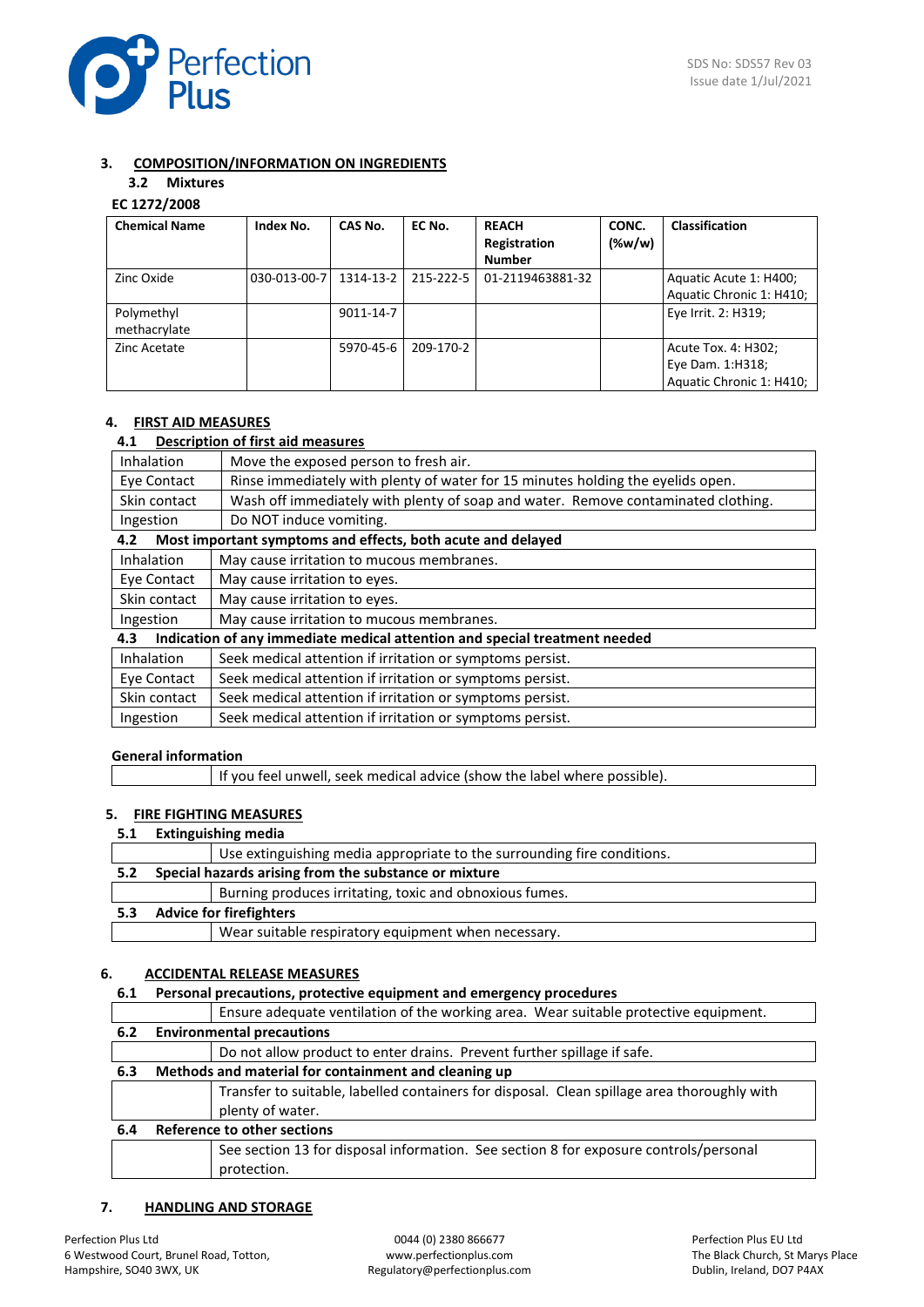## 3. COMPOSITION/INFORMATION ON INGREDIENTS

### 3.2 Mixtures

**EC 1272/2008**

| Chemical Name | Index No. | CAS No. | EC No. | REACH Registration Number | CONC. (%w/w) | Classification |
|---|---|---|---|---|---|---|
| Zinc Oxide | 030-013-00-7 | 1314-13-2 | 215-222-5 | 01-2119463881-32 | | Aquatic Acute 1: H400; Aquatic Chronic 1: H410; |
| Polymethyl methacrylate | | 9011-14-7 | | | | Eye Irrit. 2: H319; |
| Zinc Acetate | | 5970-45-6 | 209-170-2 | | | Acute Tox. 4: H302; Eye Dam. 1:H318; Aquatic Chronic 1: H410; |

## 4. FIRST AID MEASURES

### 4.1 Description of first aid measures

| | |
|---|---|
| Inhalation | Move the exposed person to fresh air. |
| Eye Contact | Rinse immediately with plenty of water for 15 minutes holding the eyelids open. |
| Skin contact | Wash off immediately with plenty of soap and water. Remove contaminated clothing. |
| Ingestion | Do NOT induce vomiting. |

### 4.2 Most important symptoms and effects, both acute and delayed

| | |
|---|---|
| Inhalation | May cause irritation to mucous membranes. |
| Eye Contact | May cause irritation to eyes. |
| Skin contact | May cause irritation to eyes. |
| Ingestion | May cause irritation to mucous membranes. |

### 4.3 Indication of any immediate medical attention and special treatment needed

| | |
|---|---|
| Inhalation | Seek medical attention if irritation or symptoms persist. |
| Eye Contact | Seek medical attention if irritation or symptoms persist. |
| Skin contact | Seek medical attention if irritation or symptoms persist. |
| Ingestion | Seek medical attention if irritation or symptoms persist. |

**General information**

| | |
|---|---|
| | If you feel unwell, seek medical advice (show the label where possible). |

## 5. FIRE FIGHTING MEASURES

### 5.1 Extinguishing media

| | |
|---|---|
| | Use extinguishing media appropriate to the surrounding fire conditions. |

### 5.2 Special hazards arising from the substance or mixture

| | |
|---|---|
| | Burning produces irritating, toxic and obnoxious fumes. |

### 5.3 Advice for firefighters

| | |
|---|---|
| | Wear suitable respiratory equipment when necessary. |

## 6. ACCIDENTAL RELEASE MEASURES

### 6.1 Personal precautions, protective equipment and emergency procedures

| | |
|---|---|
| | Ensure adequate ventilation of the working area. Wear suitable protective equipment. |

### 6.2 Environmental precautions

| | |
|---|---|
| | Do not allow product to enter drains. Prevent further spillage if safe. |

### 6.3 Methods and material for containment and cleaning up

| | |
|---|---|
| | Transfer to suitable, labelled containers for disposal. Clean spillage area thoroughly with plenty of water. |

### 6.4 Reference to other sections

| | |
|---|---|
| | See section 13 for disposal information. See section 8 for exposure controls/personal protection. |

## 7. HANDLING AND STORAGE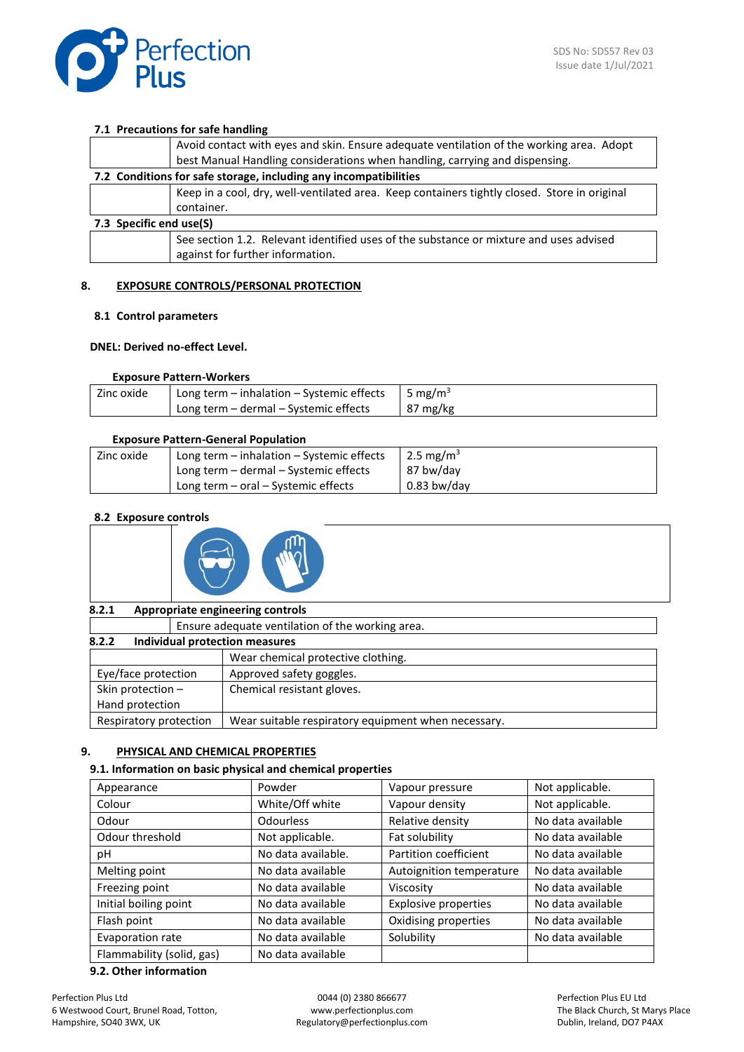### 7.1 Precautions for safe handling

| | |
|---|---|
| | Avoid contact with eyes and skin. Ensure adequate ventilation of the working area. Adopt best Manual Handling considerations when handling, carrying and dispensing. |

### 7.2 Conditions for safe storage, including any incompatibilities

| | |
|---|---|
| | Keep in a cool, dry, well-ventilated area. Keep containers tightly closed. Store in original container. |

### 7.3 Specific end use(S)

| | |
|---|---|
| | See section 1.2. Relevant identified uses of the substance or mixture and uses advised against for further information. |

## 8. EXPOSURE CONTROLS/PERSONAL PROTECTION

### 8.1 Control parameters

**DNEL: Derived no-effect Level.**

**Exposure Pattern-Workers**

| | | |
|---|---|---|
| Zinc oxide | Long term – inhalation – Systemic effects<br>Long term – dermal – Systemic effects | 5 $mg/m^3$<br>87 mg/kg |

**Exposure Pattern-General Population**

| | | |
|---|---|---|
| Zinc oxide | Long term – inhalation – Systemic effects<br>Long term – dermal – Systemic effects<br>Long term – oral – Systemic effects | 2.5 $mg/m^3$<br>87 bw/day<br>0.83 bw/day |

### 8.2 Exposure controls

#### 8.2.1 Appropriate engineering controls

| | |
|---|---|
| | Ensure adequate ventilation of the working area. |

#### 8.2.2 Individual protection measures

| | |
|---|---|
| | Wear chemical protective clothing. |
| Eye/face protection | Approved safety goggles. |
| Skin protection – Hand protection | Chemical resistant gloves. |
| Respiratory protection | Wear suitable respiratory equipment when necessary. |

## 9. PHYSICAL AND CHEMICAL PROPERTIES

### 9.1. Information on basic physical and chemical properties

| | | | |
|---|---|---|---|
| Appearance | Powder | Vapour pressure | Not applicable. |
| Colour | White/Off white | Vapour density | Not applicable. |
| Odour | Odourless | Relative density | No data available |
| Odour threshold | Not applicable. | Fat solubility | No data available |
| pH | No data available. | Partition coefficient | No data available |
| Melting point | No data available | Autoignition temperature | No data available |
| Freezing point | No data available | Viscosity | No data available |
| Initial boiling point | No data available | Explosive properties | No data available |
| Flash point | No data available | Oxidising properties | No data available |
| Evaporation rate | No data available | Solubility | No data available |
| Flammability (solid, gas) | No data available | | |

### 9.2. Other information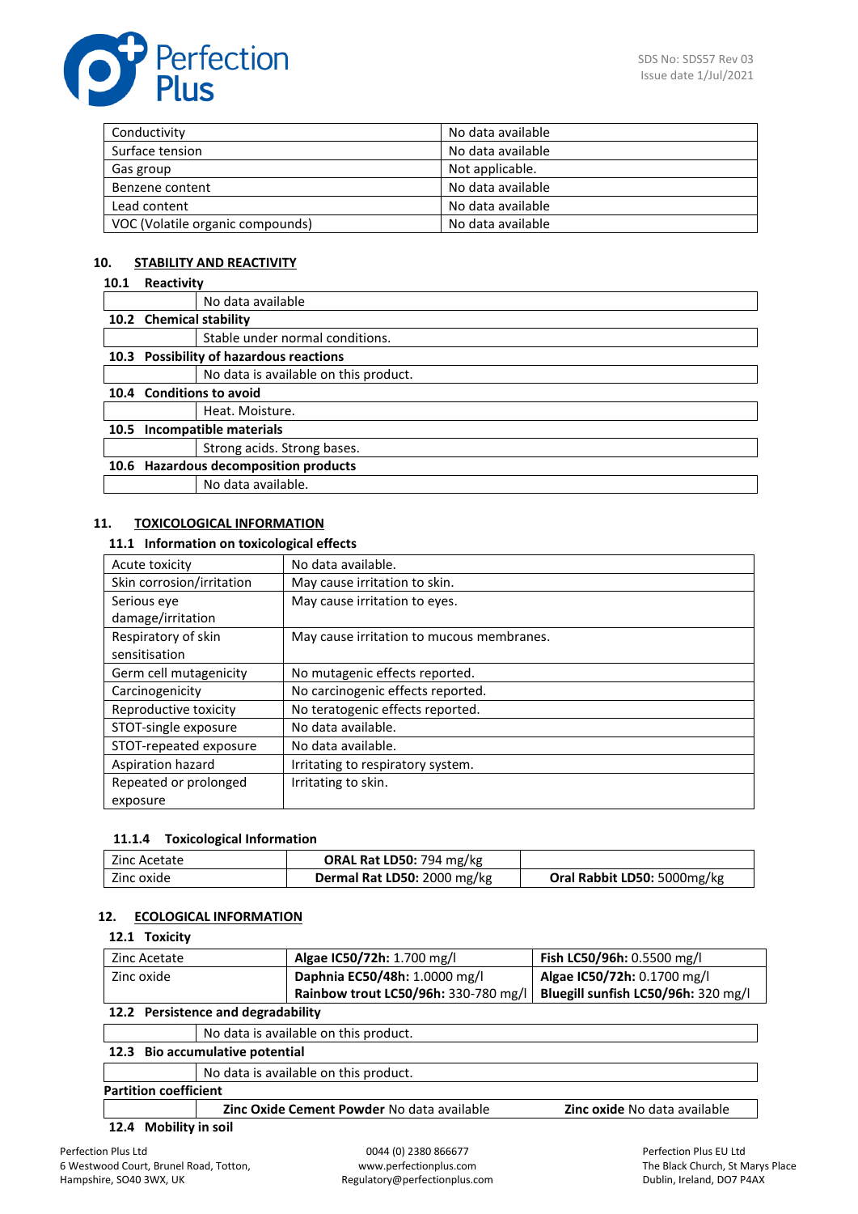| Conductivity | No data available |
|---|---|
| Surface tension | No data available |
| Gas group | Not applicable. |
| Benzene content | No data available |
| Lead content | No data available |
| VOC (Volatile organic compounds) | No data available |

## 10. STABILITY AND REACTIVITY

### 10.1 Reactivity

| | No data available |
|---|---|

### 10.2 Chemical stability

| | Stable under normal conditions. |
|---|---|

### 10.3 Possibility of hazardous reactions

| | No data is available on this product. |
|---|---|

### 10.4 Conditions to avoid

| | Heat. Moisture. |
|---|---|

### 10.5 Incompatible materials

| | Strong acids. Strong bases. |
|---|---|

### 10.6 Hazardous decomposition products

| | No data available. |
|---|---|

## 11. TOXICOLOGICAL INFORMATION

### 11.1 Information on toxicological effects

| Acute toxicity | No data available. |
|---|---|
| Skin corrosion/irritation | May cause irritation to skin. |
| Serious eye damage/irritation | May cause irritation to eyes. |
| Respiratory of skin sensitisation | May cause irritation to mucous membranes. |
| Germ cell mutagenicity | No mutagenic effects reported. |
| Carcinogenicity | No carcinogenic effects reported. |
| Reproductive toxicity | No teratogenic effects reported. |
| STOT-single exposure | No data available. |
| STOT-repeated exposure | No data available. |
| Aspiration hazard | Irritating to respiratory system. |
| Repeated or prolonged exposure | Irritating to skin. |

### 11.1.4 Toxicological Information

| Zinc Acetate | **ORAL Rat LD50:** 794 mg/kg | |
|---|---|---|
| Zinc oxide | **Dermal Rat LD50:** 2000 mg/kg | **Oral Rabbit LD50:** 5000mg/kg |

## 12. ECOLOGICAL INFORMATION

### 12.1 Toxicity

| Zinc Acetate | **Algae IC50/72h:** 1.700 mg/l | **Fish LC50/96h:** 0.5500 mg/l |
|---|---|---|
| Zinc oxide | **Daphnia EC50/48h:** 1.0000 mg/l<br>**Rainbow trout LC50/96h:** 330-780 mg/l | **Algae IC50/72h:** 0.1700 mg/l<br>**Bluegill sunfish LC50/96h:** 320 mg/l |

### 12.2 Persistence and degradability

| | No data is available on this product. |
|---|---|

### 12.3 Bio accumulative potential

| | No data is available on this product. |
|---|---|

**Partition coefficient**

| | **Zinc Oxide Cement Powder** No data available | **Zinc oxide** No data available |
|---|---|---|

### 12.4 Mobility in soil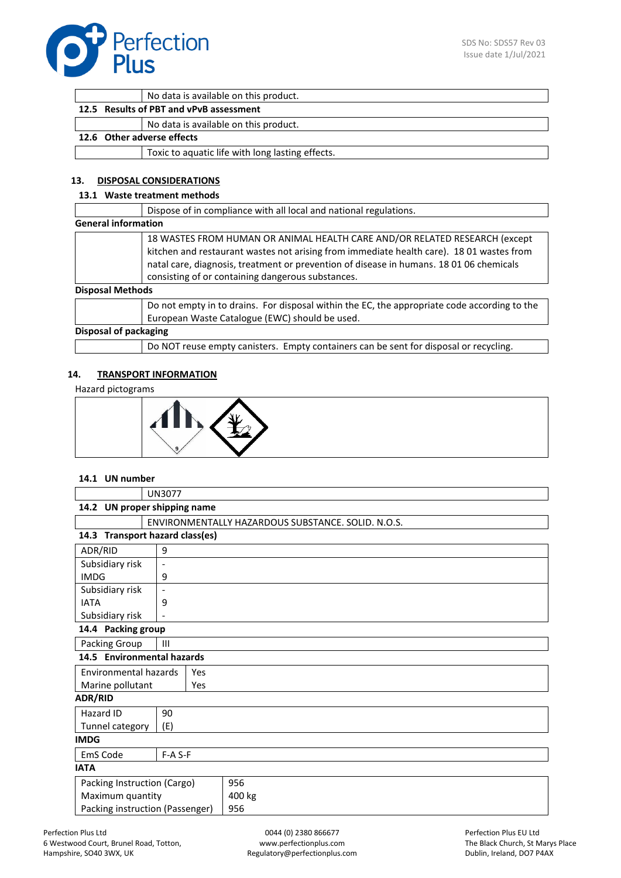| | No data is available on this product. |
|---|---|

**12.5 Results of PBT and vPvB assessment**

| | No data is available on this product. |
|---|---|

**12.6 Other adverse effects**

| | Toxic to aquatic life with long lasting effects. |
|---|---|

## 13. DISPOSAL CONSIDERATIONS

**13.1 Waste treatment methods**

| | Dispose of in compliance with all local and national regulations. |
|---|---|

**General information**

| | 18 WASTES FROM HUMAN OR ANIMAL HEALTH CARE AND/OR RELATED RESEARCH (except kitchen and restaurant wastes not arising from immediate health care). 18 01 wastes from natal care, diagnosis, treatment or prevention of disease in humans. 18 01 06 chemicals consisting of or containing dangerous substances. |
|---|---|

**Disposal Methods**

| | Do not empty in to drains. For disposal within the EC, the appropriate code according to the European Waste Catalogue (EWC) should be used. |
|---|---|

**Disposal of packaging**

| | Do NOT reuse empty canisters. Empty containers can be sent for disposal or recycling. |
|---|---|

## 14. TRANSPORT INFORMATION

Hazard pictograms

**14.1 UN number**

| | UN3077 |
|---|---|

**14.2 UN proper shipping name**

| | ENVIRONMENTALLY HAZARDOUS SUBSTANCE. SOLID. N.O.S. |
|---|---|

**14.3 Transport hazard class(es)**

| | |
|---|---|
| ADR/RID | 9 |
| Subsidiary risk | - |
| IMDG | 9 |
| Subsidiary risk | - |
| IATA | 9 |
| Subsidiary risk | - |

**14.4 Packing group**

| | |
|---|---|
| Packing Group | III |

**14.5 Environmental hazards**

| | |
|---|---|
| Environmental hazards | Yes |
| Marine pollutant | Yes |

**ADR/RID**

| | |
|---|---|
| Hazard ID | 90 |
| Tunnel category | (E) |

**IMDG**

| | |
|---|---|
| EmS Code | F-A S-F |

**IATA**

| | |
|---|---|
| Packing Instruction (Cargo) | 956 |
| Maximum quantity | 400 kg |
| Packing instruction (Passenger) | 956 |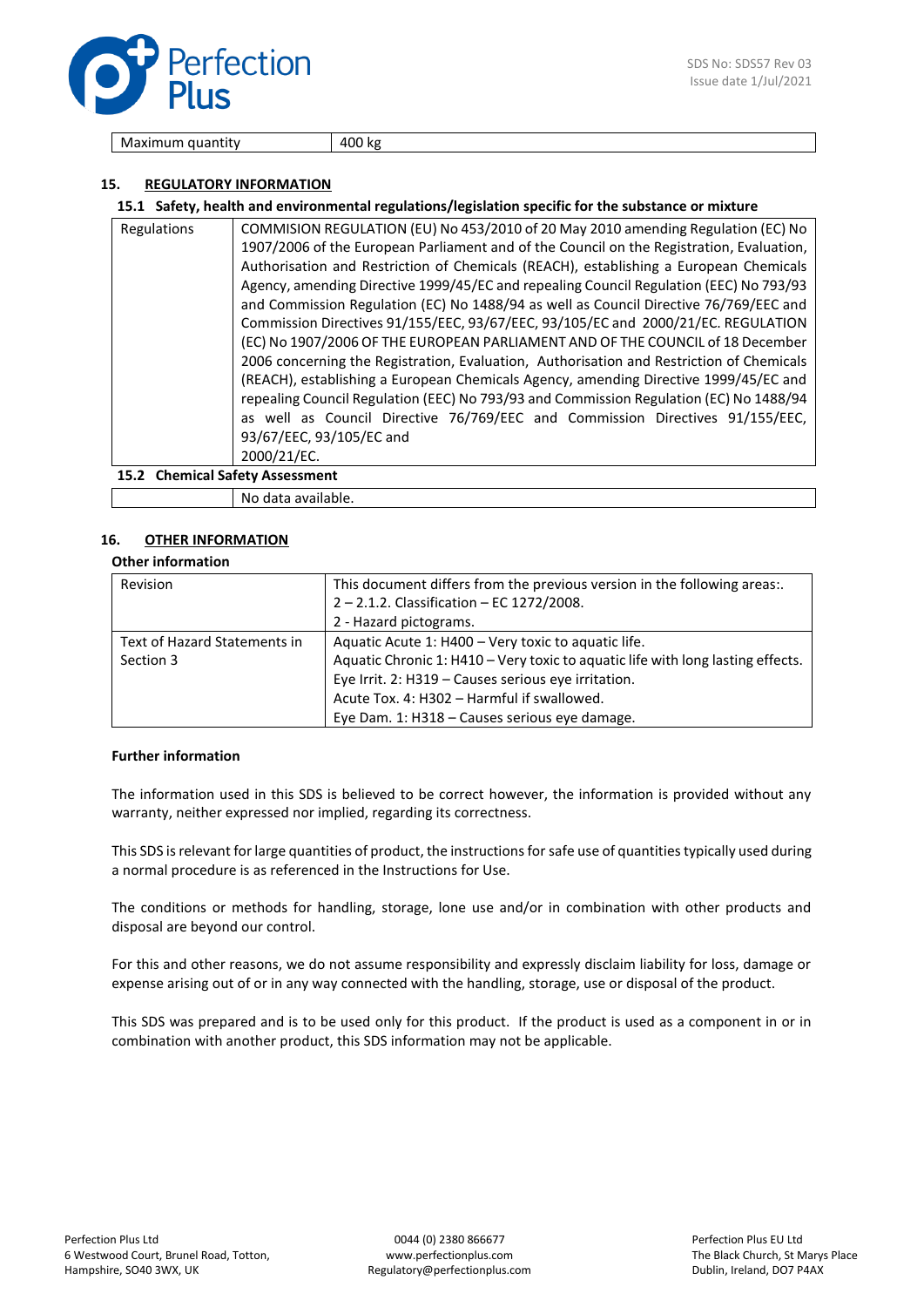| | |
|---|---|
| Maximum quantity | 400 kg |

## 15. REGULATORY INFORMATION

### 15.1 Safety, health and environmental regulations/legislation specific for the substance or mixture

| | |
|---|---|
| Regulations | COMMISION REGULATION (EU) No 453/2010 of 20 May 2010 amending Regulation (EC) No 1907/2006 of the European Parliament and of the Council on the Registration, Evaluation, Authorisation and Restriction of Chemicals (REACH), establishing a European Chemicals Agency, amending Directive 1999/45/EC and repealing Council Regulation (EEC) No 793/93 and Commission Regulation (EC) No 1488/94 as well as Council Directive 76/769/EEC and Commission Directives 91/155/EEC, 93/67/EEC, 93/105/EC and 2000/21/EC. REGULATION (EC) No 1907/2006 OF THE EUROPEAN PARLIAMENT AND OF THE COUNCIL of 18 December 2006 concerning the Registration, Evaluation, Authorisation and Restriction of Chemicals (REACH), establishing a European Chemicals Agency, amending Directive 1999/45/EC and repealing Council Regulation (EEC) No 793/93 and Commission Regulation (EC) No 1488/94 as well as Council Directive 76/769/EEC and Commission Directives 91/155/EEC, 93/67/EEC, 93/105/EC and 2000/21/EC. |

### 15.2 Chemical Safety Assessment

| | |
|---|---|
| | No data available. |

## 16. OTHER INFORMATION

**Other information**

| | |
|---|---|
| Revision | This document differs from the previous version in the following areas:.<br>2 – 2.1.2. Classification – EC 1272/2008.<br>2 - Hazard pictograms. |
| Text of Hazard Statements in Section 3 | Aquatic Acute 1: H400 – Very toxic to aquatic life.<br>Aquatic Chronic 1: H410 – Very toxic to aquatic life with long lasting effects.<br>Eye Irrit. 2: H319 – Causes serious eye irritation.<br>Acute Tox. 4: H302 – Harmful if swallowed.<br>Eye Dam. 1: H318 – Causes serious eye damage. |

**Further information**

The information used in this SDS is believed to be correct however, the information is provided without any warranty, neither expressed nor implied, regarding its correctness.

This SDS is relevant for large quantities of product, the instructions for safe use of quantities typically used during a normal procedure is as referenced in the Instructions for Use.

The conditions or methods for handling, storage, lone use and/or in combination with other products and disposal are beyond our control.

For this and other reasons, we do not assume responsibility and expressly disclaim liability for loss, damage or expense arising out of or in any way connected with the handling, storage, use or disposal of the product.

This SDS was prepared and is to be used only for this product. If the product is used as a component in or in combination with another product, this SDS information may not be applicable.